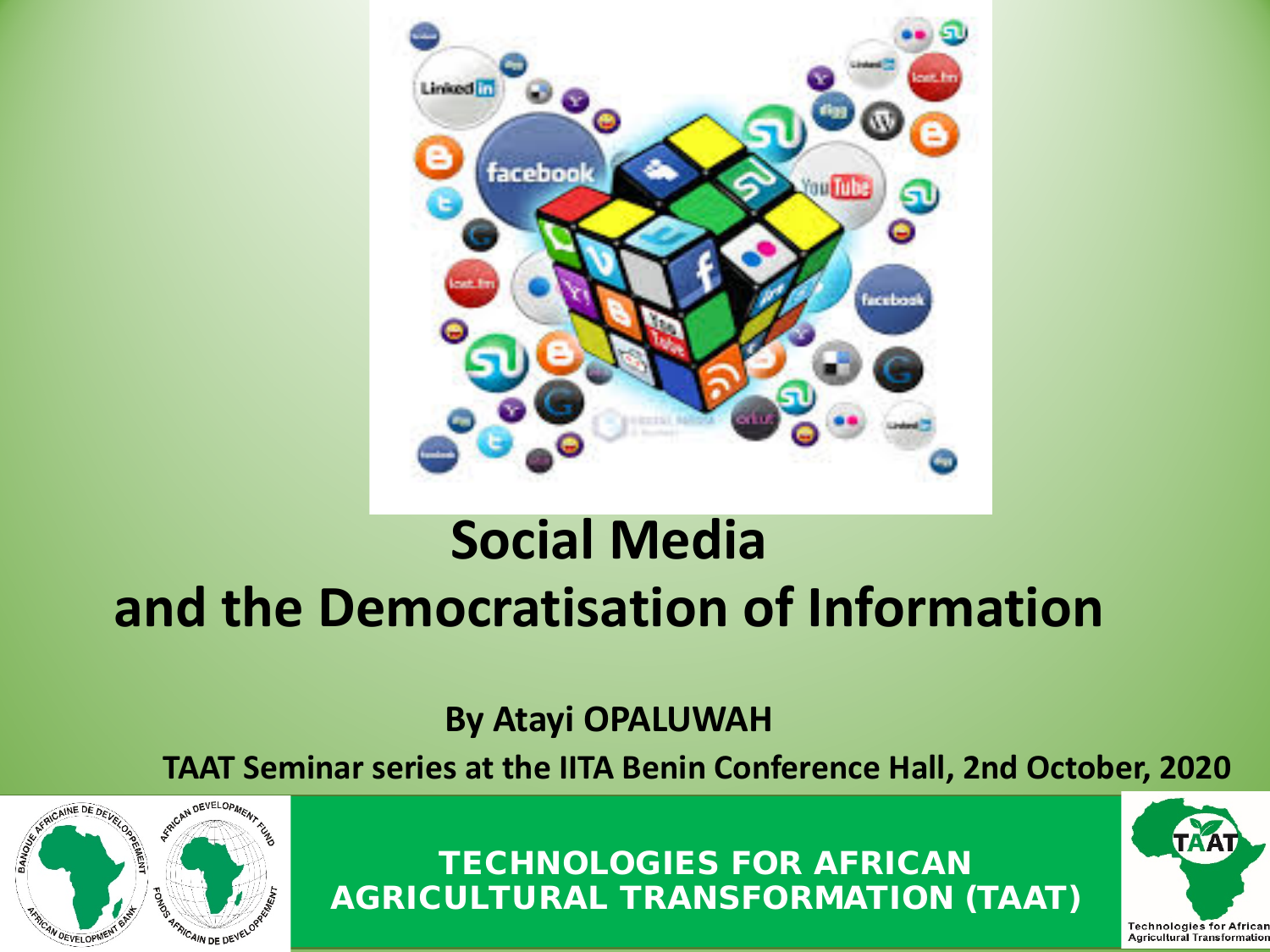# Social Media and the Democratisation of Information

**By Atayi OPALUWAH**

**TAAT Seminar series at the IITA Benin Conference Hall, 2nd October, 2020**

**TECHNOLOGIES FOR AFRICAN AGRICULTURAL TRANSFORMATION (TAAT)**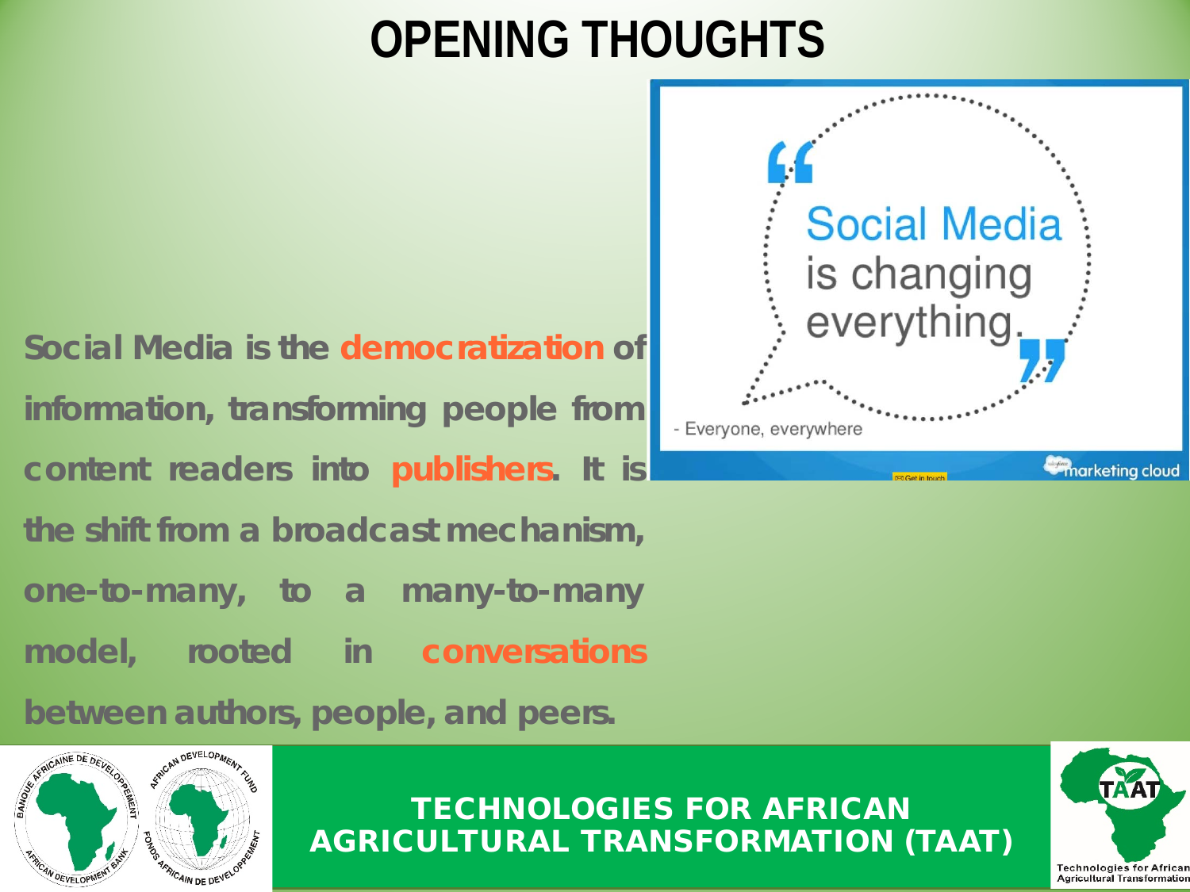# OPENING THOUGHTS

Social Media is the **democratization** of information, transforming people from content readers into **publishers**. It is the shift from a broadcast mechanism, one-to-many, to a many-to-many model, rooted in **conversations** between authors, people, and peers.

"Social Media is changing everything."

- Everyone, everywhere

marketing cloud

TECHNOLOGIES FOR AFRICAN AGRICULTURAL TRANSFORMATION (TAAT)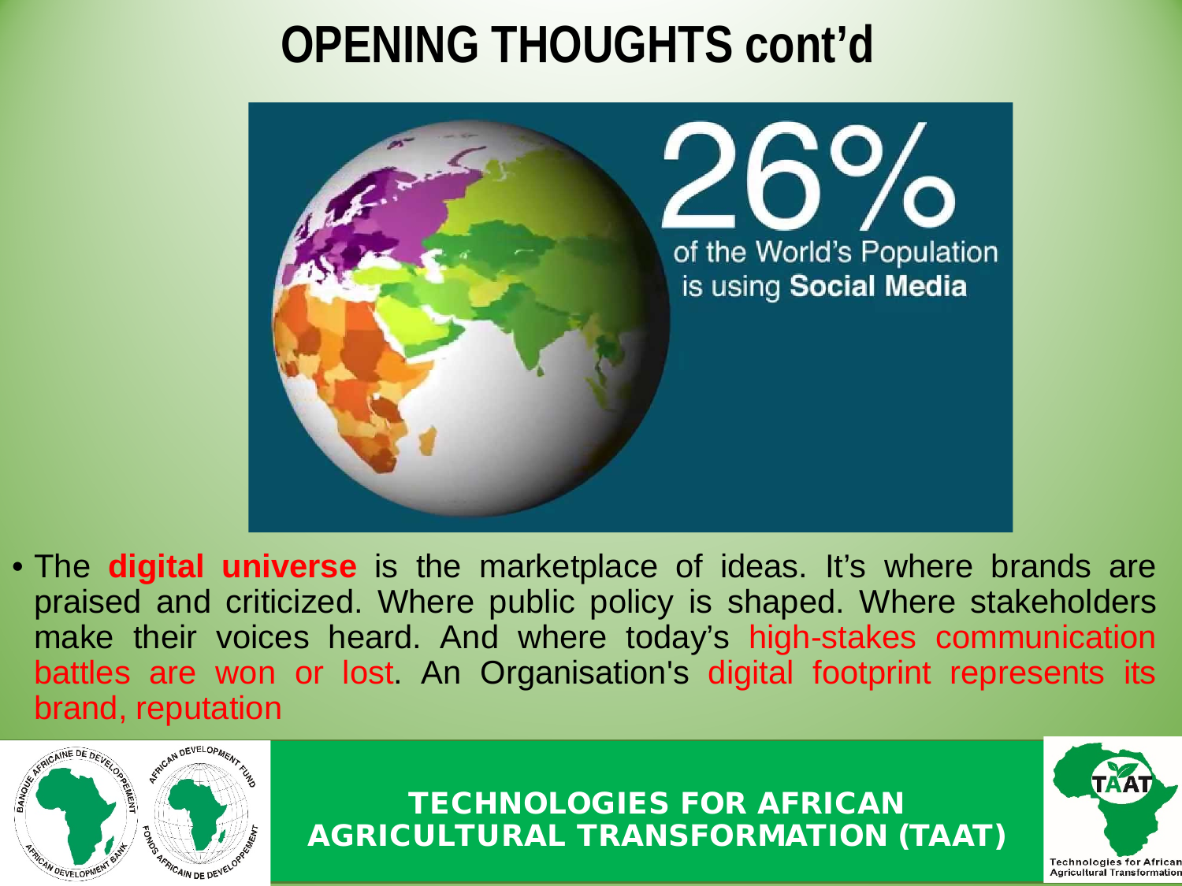# OPENING THOUGHTS cont'd

26%

of the World's Population is using **Social Media**

- The **digital universe** is the marketplace of ideas. It's where brands are praised and criticized. Where public policy is shaped. Where stakeholders make their voices heard. And where today's high-stakes communication battles are won or lost. An Organisation's digital footprint represents its brand, reputation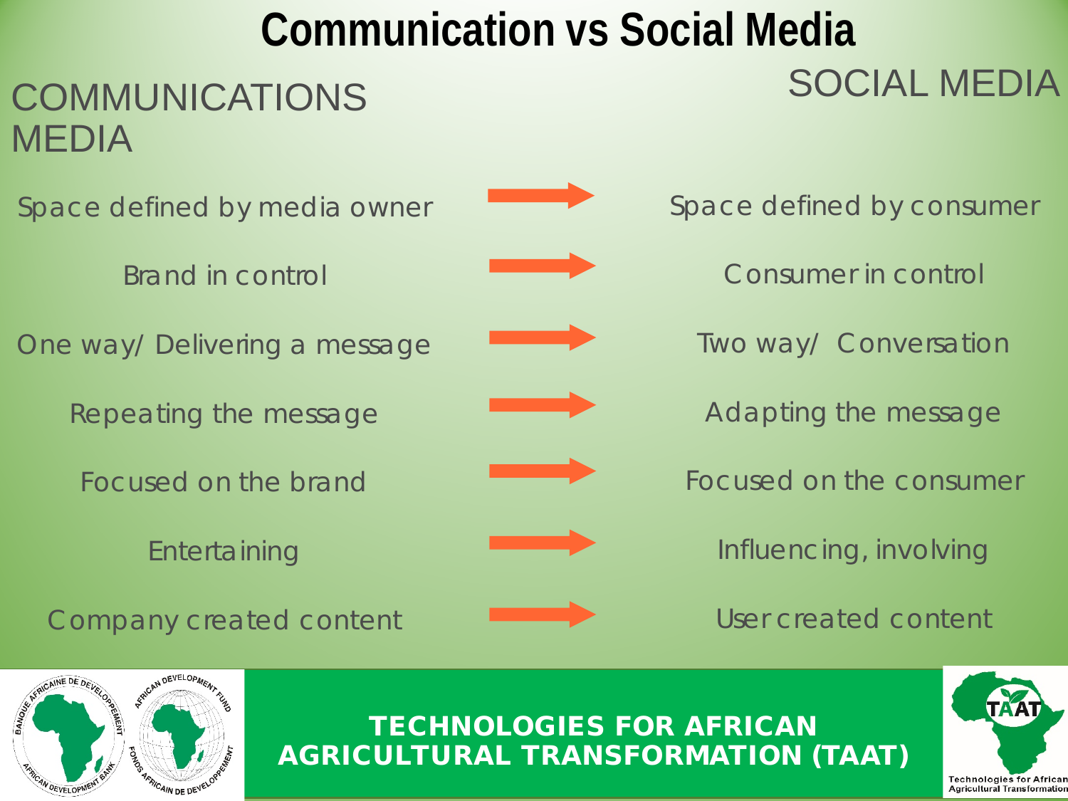# Communication vs Social Media

| COMMUNICATIONS MEDIA | | SOCIAL MEDIA |
| --- | --- | --- |
| Space defined by media owner | → | Space defined by consumer |
| Brand in control | → | Consumer in control |
| One way/ Delivering a message | → | Two way/ Conversation |
| Repeating the message | → | Adapting the message |
| Focused on the brand | → | Focused on the consumer |
| Entertaining | → | Influencing, involving |
| Company created content | → | User created content |

**TECHNOLOGIES FOR AFRICAN AGRICULTURAL TRANSFORMATION (TAAT)**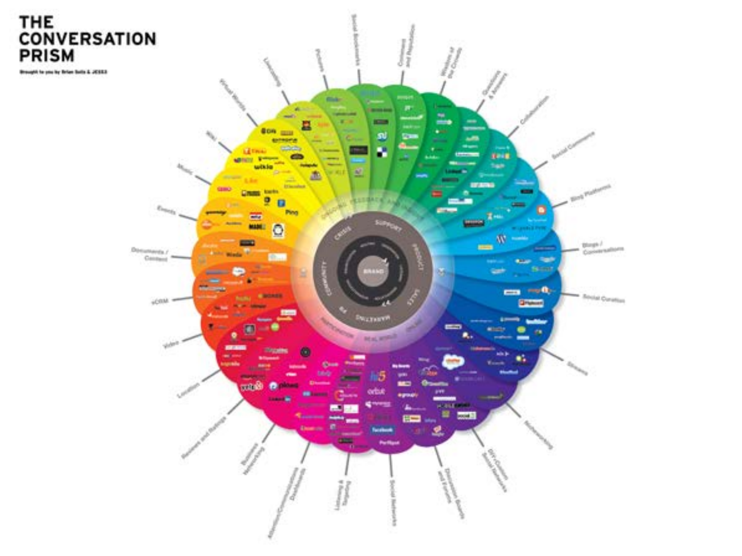# THE CONVERSATION PRISM

Brought to you by Brian Solis & JESS3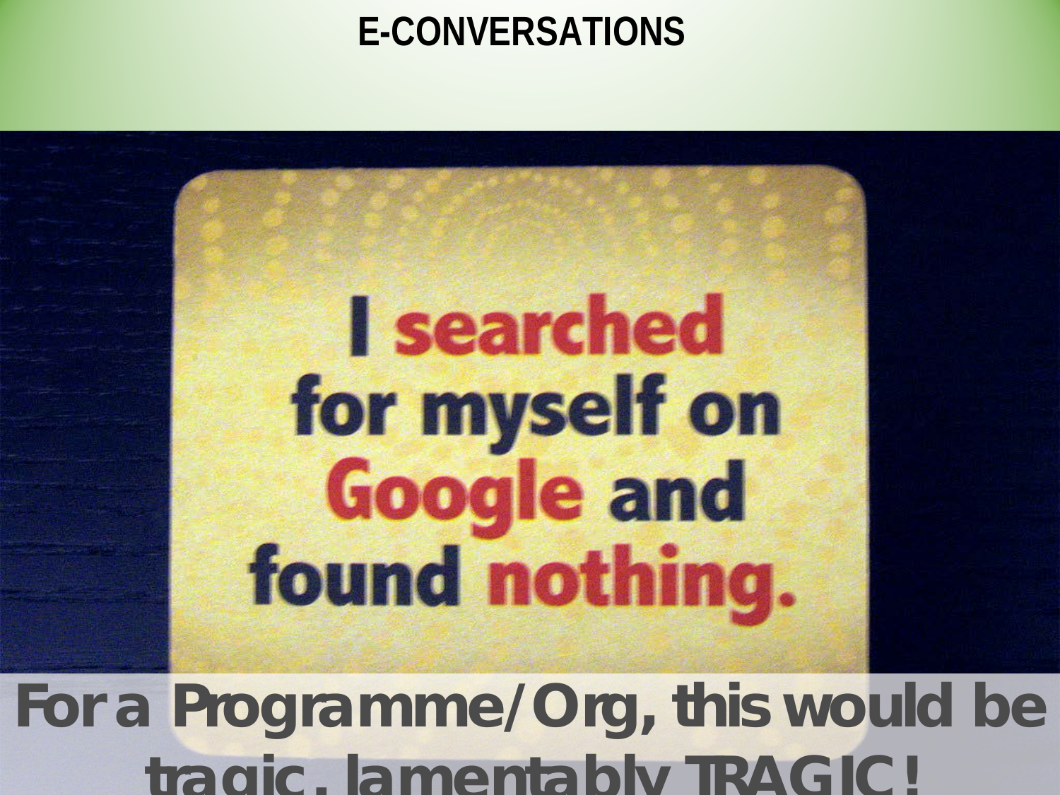# E-CONVERSATIONS

I searched for myself on Google and found nothing.

**For a Programme/Org, this would be tragic, lamentably TRAGIC!**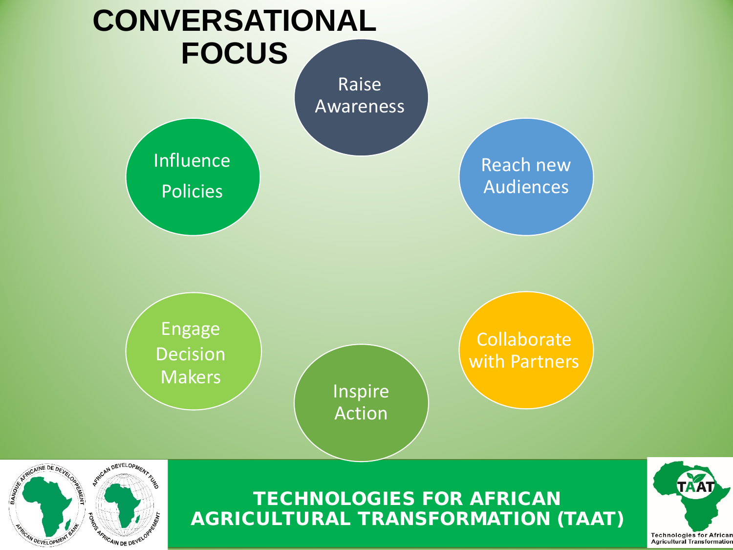# CONVERSATIONAL FOCUS

- Raise Awareness
- Reach new Audiences
- Collaborate with Partners
- Inspire Action
- Engage Decision Makers
- Influence Policies

**TECHNOLOGIES FOR AFRICAN AGRICULTURAL TRANSFORMATION (TAAT)**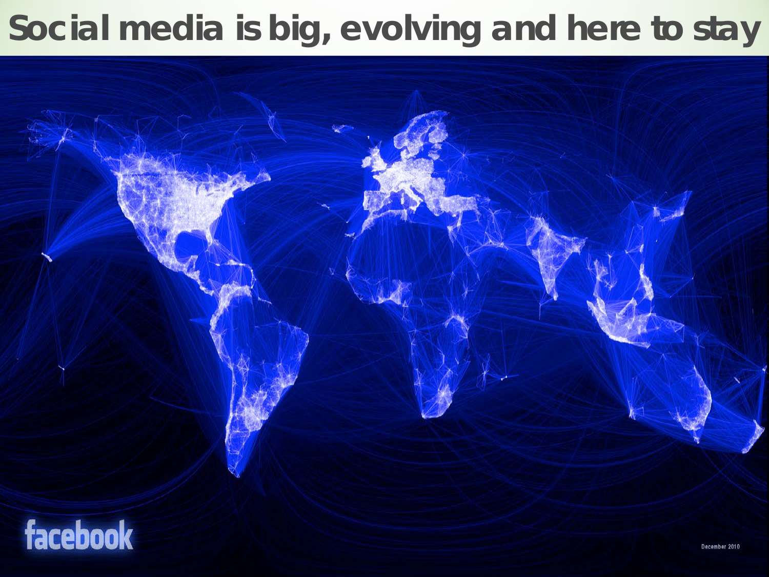# Social media is big, evolving and here to stay

facebook

December 2010